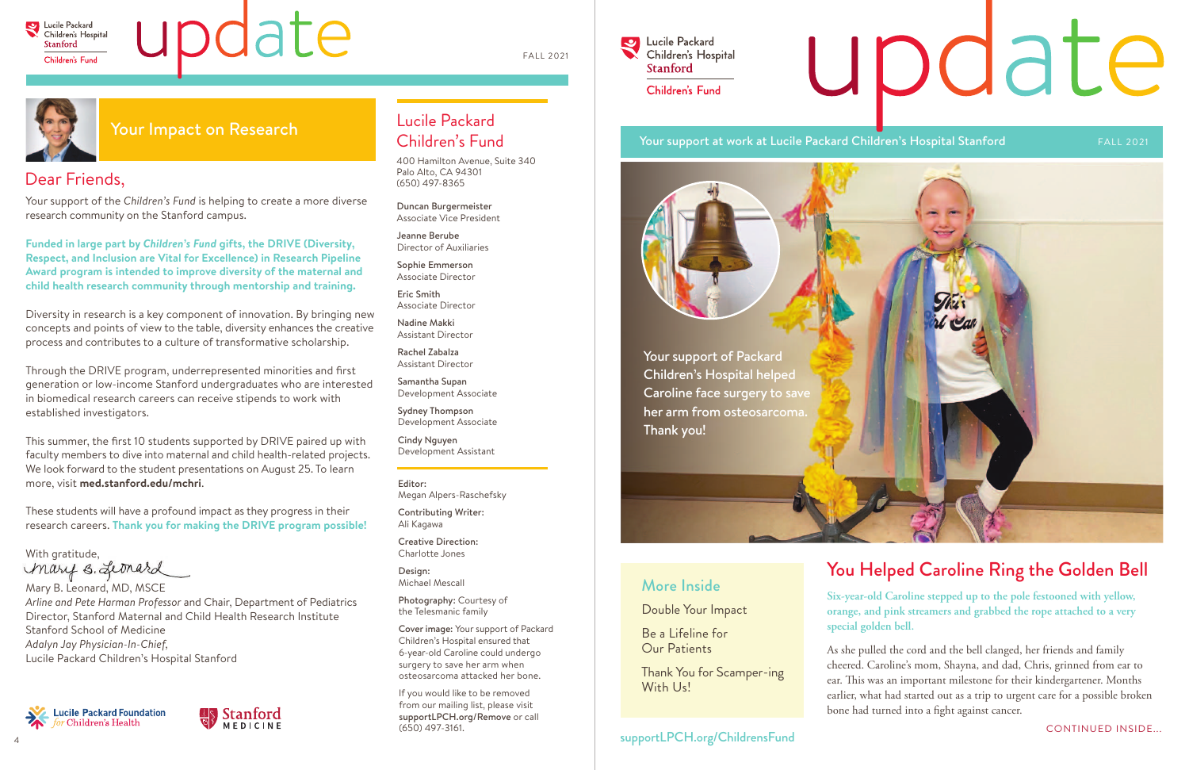# update

FALL 2021

## Your Impact on Research

### Dear Friends,

Your support of the *Children's Fund* is helping to create a more diverse research community on the Stanford campus.

**Funded in large part by *Children's Fund* gifts, the DRIVE (Diversity, Respect, and Inclusion are Vital for Excellence) in Research Pipeline Award program is intended to improve diversity of the maternal and child health research community through mentorship and training.**

Diversity in research is a key component of innovation. By bringing new concepts and points of view to the table, diversity enhances the creative process and contributes to a culture of transformative scholarship.

Through the DRIVE program, underrepresented minorities and first generation or low-income Stanford undergraduates who are interested in biomedical research careers can receive stipends to work with established investigators.

This summer, the first 10 students supported by DRIVE paired up with faculty members to dive into maternal and child health-related projects. We look forward to the student presentations on August 25. To learn more, visit **med.stanford.edu/mchri**.

These students will have a profound impact as they progress in their research careers. **Thank you for making the DRIVE program possible!**

With gratitude,

Mary B. Leonard

Mary B. Leonard, MD, MSCE
*Arline and Pete Harman Professor* and Chair, Department of Pediatrics
Director, Stanford Maternal and Child Health Research Institute
Stanford School of Medicine
*Adalyn Jay Physician-In-Chief,*
Lucile Packard Children's Hospital Stanford

Lucile Packard Foundation *for* Children's Health | Stanford MEDICINE

## Lucile Packard Children's Fund

400 Hamilton Avenue, Suite 340
Palo Alto, CA 94301
(650) 497-8365

**Duncan Burgermeister**
Associate Vice President

**Jeanne Berube**
Director of Auxiliaries

**Sophie Emmerson**
Associate Director

**Eric Smith**
Associate Director

**Nadine Makki**
Assistant Director

**Rachel Zabalza**
Assistant Director

**Samantha Supan**
Development Associate

**Sydney Thompson**
Development Associate

**Cindy Nguyen**
Development Assistant

**Editor:**
Megan Alpers-Raschefsky

**Contributing Writer:**
Ali Kagawa

**Creative Direction:**
Charlotte Jones

**Design:**
Michael Mescall

**Photography:** Courtesy of the Telesmanic family

**Cover image:** Your support of Packard Children's Hospital ensured that 6-year-old Caroline could undergo surgery to save her arm when osteosarcoma attacked her bone.

If you would like to be removed from our mailing list, please visit **supportLPCH.org/Remove** or call (650) 497-3161.

---

Lucile Packard Children's Hospital Stanford
Children's Fund

# update

Your support at work at Lucile Packard Children's Hospital Stanford — FALL 2021

Your support of Packard Children's Hospital helped Caroline face surgery to save her arm from osteosarcoma. Thank you!

### More Inside

- Double Your Impact
- Be a Lifeline for Our Patients
- Thank You for Scamper-ing With Us!

supportLPCH.org/ChildrensFund

## You Helped Caroline Ring the Golden Bell

**Six-year-old Caroline stepped up to the pole festooned with yellow, orange, and pink streamers and grabbed the rope attached to a very special golden bell.**

As she pulled the cord and the bell clanged, her friends and family cheered. Caroline's mom, Shayna, and dad, Chris, grinned from ear to ear. This was an important milestone for their kindergartener. Months earlier, what had started out as a trip to urgent care for a possible broken bone had turned into a fight against cancer.

CONTINUED INSIDE...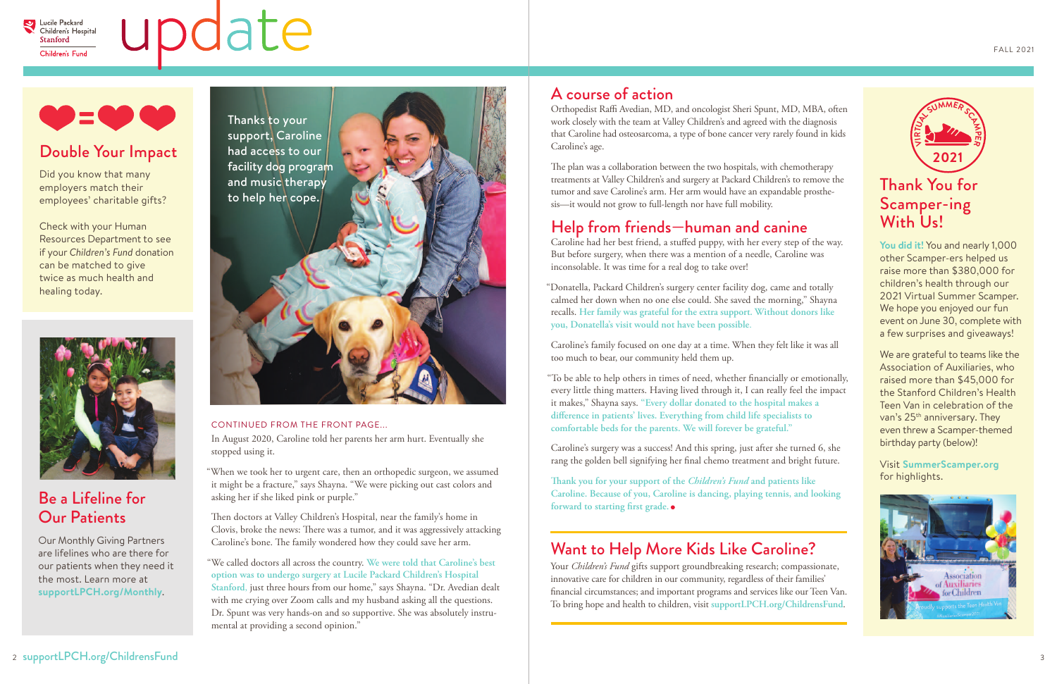# update

FALL 2021

## Double Your Impact

Did you know that many employers match their employees' charitable gifts?

Check with your Human Resources Department to see if your *Children's Fund* donation can be matched to give twice as much health and healing today.

## Be a Lifeline for Our Patients

Our Monthly Giving Partners are lifelines who are there for our patients when they need it the most. Learn more at **supportLPCH.org/Monthly**.

Thanks to your support, Caroline had access to our facility dog program and music therapy to help her cope.

CONTINUED FROM THE FRONT PAGE...

In August 2020, Caroline told her parents her arm hurt. Eventually she stopped using it.

"When we took her to urgent care, then an orthopedic surgeon, we assumed it might be a fracture," says Shayna. "We were picking out cast colors and asking her if she liked pink or purple."

Then doctors at Valley Children's Hospital, near the family's home in Clovis, broke the news: There was a tumor, and it was aggressively attacking Caroline's bone. The family wondered how they could save her arm.

"We called doctors all across the country. We were told that Caroline's best option was to undergo surgery at Lucile Packard Children's Hospital Stanford, just three hours from our home," says Shayna. "Dr. Avedian dealt with me crying over Zoom calls and my husband asking all the questions. Dr. Spunt was very hands-on and so supportive. She was absolutely instrumental at providing a second opinion."

## A course of action

Orthopedist Raffi Avedian, MD, and oncologist Sheri Spunt, MD, MBA, often work closely with the team at Valley Children's and agreed with the diagnosis that Caroline had osteosarcoma, a type of bone cancer very rarely found in kids Caroline's age.

The plan was a collaboration between the two hospitals, with chemotherapy treatments at Valley Children's and surgery at Packard Children's to remove the tumor and save Caroline's arm. Her arm would have an expandable prosthesis—it would not grow to full-length nor have full mobility.

## Help from friends—human and canine

Caroline had her best friend, a stuffed puppy, with her every step of the way. But before surgery, when there was a mention of a needle, Caroline was inconsolable. It was time for a real dog to take over!

"Donatella, Packard Children's surgery center facility dog, came and totally calmed her down when no one else could. She saved the morning," Shayna recalls. Her family was grateful for the extra support. Without donors like you, Donatella's visit would not have been possible.

Caroline's family focused on one day at a time. When they felt like it was all too much to bear, our community held them up.

"To be able to help others in times of need, whether financially or emotionally, every little thing matters. Having lived through it, I can really feel the impact it makes," Shayna says. "Every dollar donated to the hospital makes a difference in patients' lives. Everything from child life specialists to comfortable beds for the parents. We will forever be grateful."

Caroline's surgery was a success! And this spring, just after she turned 6, she rang the golden bell signifying her final chemo treatment and bright future.

Thank you for your support of the *Children's Fund* and patients like Caroline. Because of you, Caroline is dancing, playing tennis, and looking forward to starting first grade.

## Want to Help More Kids Like Caroline?

Your *Children's Fund* gifts support groundbreaking research; compassionate, innovative care for children in our community, regardless of their families' financial circumstances; and important programs and services like our Teen Van. To bring hope and health to children, visit supportLPCH.org/ChildrensFund.

VIRTUAL SUMMER SCAMPER 2021

## Thank You for Scamper-ing With Us!

You did it! You and nearly 1,000 other Scamper-ers helped us raise more than $380,000 for children's health through our 2021 Virtual Summer Scamper. We hope you enjoyed our fun event on June 30, complete with a few surprises and giveaways!

We are grateful to teams like the Association of Auxiliaries, who raised more than $45,000 for the Stanford Children's Health Teen Van in celebration of the van's 25th anniversary. They even threw a Scamper-themed birthday party (below)!

Visit SummerScamper.org for highlights.

supportLPCH.org/ChildrensFund